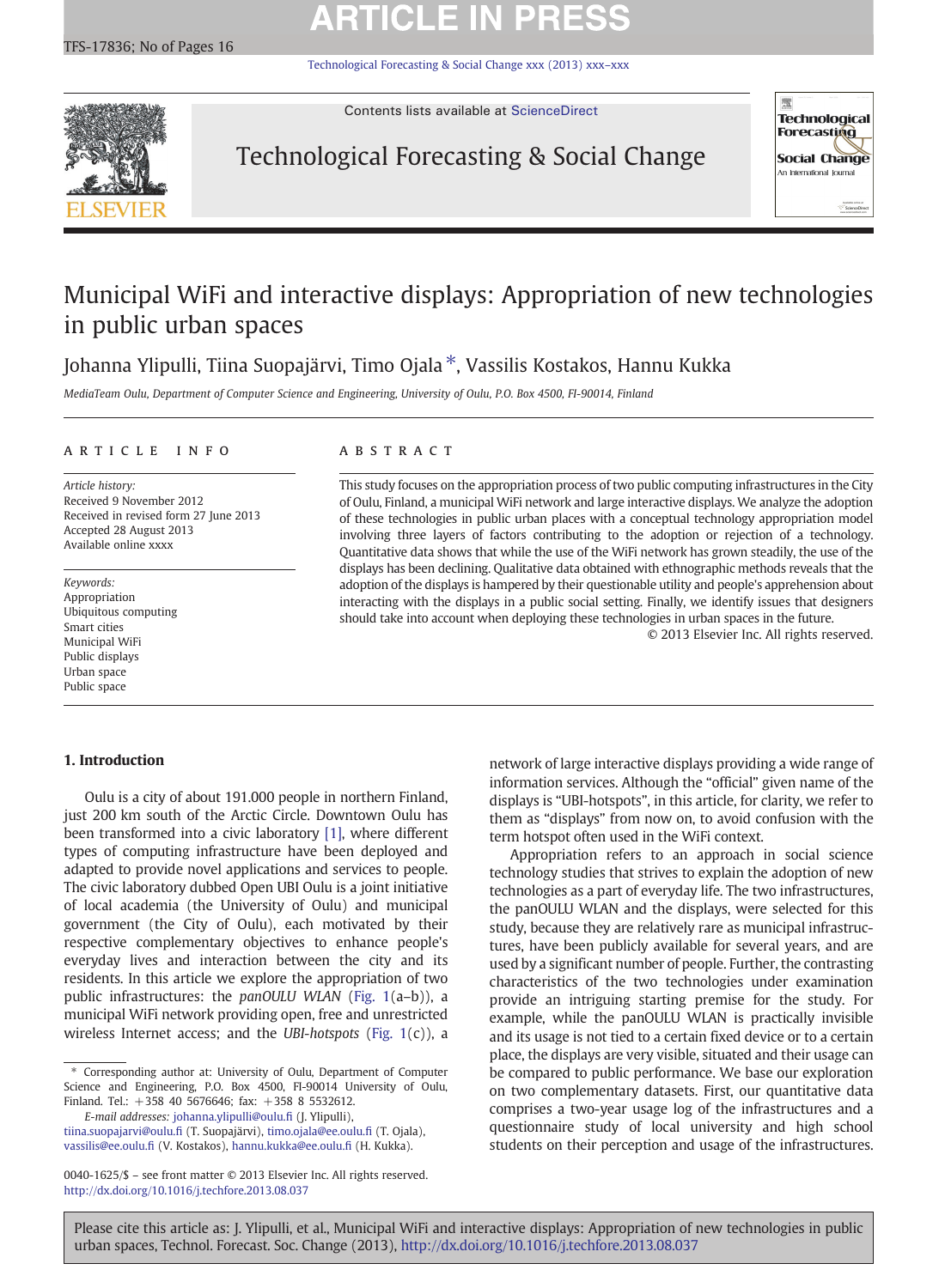# Municipal WiFi and interactive displays: Appropriation of new technologies in public urban spaces

Johanna Ylipulli, Tiina Suopajärvi, Timo Ojala *, Vassilis Kostakos, Hannu Kukka

*MediaTeam Oulu, Department of Computer Science and Engineering, University of Oulu, P.O. Box 4500, FI-90014, Finland*

## ARTICLE INFO

*Article history:*
Received 9 November 2012
Received in revised form 27 June 2013
Accepted 28 August 2013
Available online xxxx

*Keywords:*
Appropriation
Ubiquitous computing
Smart cities
Municipal WiFi
Public displays
Urban space
Public space

## ABSTRACT

This study focuses on the appropriation process of two public computing infrastructures in the City of Oulu, Finland, a municipal WiFi network and large interactive displays. We analyze the adoption of these technologies in public urban places with a conceptual technology appropriation model involving three layers of factors contributing to the adoption or rejection of a technology. Quantitative data shows that while the use of the WiFi network has grown steadily, the use of the displays has been declining. Qualitative data obtained with ethnographic methods reveals that the adoption of the displays is hampered by their questionable utility and people's apprehension about interacting with the displays in a public social setting. Finally, we identify issues that designers should take into account when deploying these technologies in urban spaces in the future.

© 2013 Elsevier Inc. All rights reserved.

## 1. Introduction

Oulu is a city of about 191.000 people in northern Finland, just 200 km south of the Arctic Circle. Downtown Oulu has been transformed into a civic laboratory [1], where different types of computing infrastructure have been deployed and adapted to provide novel applications and services to people. The civic laboratory dubbed Open UBI Oulu is a joint initiative of local academia (the University of Oulu) and municipal government (the City of Oulu), each motivated by their respective complementary objectives to enhance people's everyday lives and interaction between the city and its residents. In this article we explore the appropriation of two public infrastructures: the *panOULU WLAN* (Fig. 1(a–b)), a municipal WiFi network providing open, free and unrestricted wireless Internet access; and the *UBI-hotspots* (Fig. 1(c)), a network of large interactive displays providing a wide range of information services. Although the "official" given name of the displays is "UBI-hotspots", in this article, for clarity, we refer to them as "displays" from now on, to avoid confusion with the term hotspot often used in the WiFi context.

Appropriation refers to an approach in social science technology studies that strives to explain the adoption of new technologies as a part of everyday life. The two infrastructures, the panOULU WLAN and the displays, were selected for this study, because they are relatively rare as municipal infrastructures, have been publicly available for several years, and are used by a significant number of people. Further, the contrasting characteristics of the two technologies under examination provide an intriguing starting premise for the study. For example, while the panOULU WLAN is practically invisible and its usage is not tied to a certain fixed device or to a certain place, the displays are very visible, situated and their usage can be compared to public performance. We base our exploration on two complementary datasets. First, our quantitative data comprises a two-year usage log of the infrastructures and a questionnaire study of local university and high school students on their perception and usage of the infrastructures.

* Corresponding author at: University of Oulu, Department of Computer Science and Engineering, P.O. Box 4500, FI-90014 University of Oulu, Finland. Tel.: +358 40 5676646; fax: +358 8 5532612.
*E-mail addresses:* johanna.ylipulli@oulu.fi (J. Ylipulli), tiina.suopajarvi@oulu.fi (T. Suopajärvi), timo.ojala@ee.oulu.fi (T. Ojala), vassilis@ee.oulu.fi (V. Kostakos), hannu.kukka@ee.oulu.fi (H. Kukka).

0040-1625/$ – see front matter © 2013 Elsevier Inc. All rights reserved.
http://dx.doi.org/10.1016/j.techfore.2013.08.037

Please cite this article as: J. Ylipulli, et al., Municipal WiFi and interactive displays: Appropriation of new technologies in public urban spaces, Technol. Forecast. Soc. Change (2013), http://dx.doi.org/10.1016/j.techfore.2013.08.037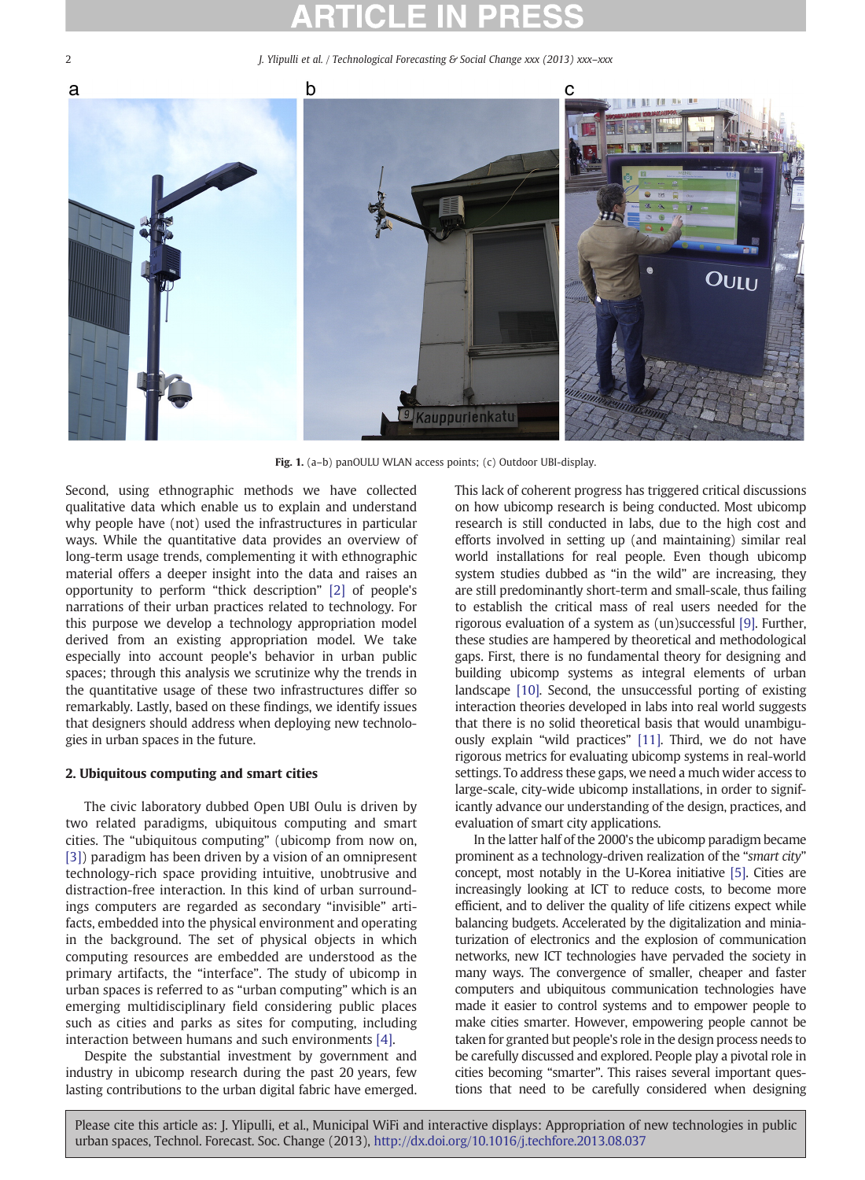Fig. 1. (a–b) panOULU WLAN access points; (c) Outdoor UBI-display.

Second, using ethnographic methods we have collected qualitative data which enable us to explain and understand why people have (not) used the infrastructures in particular ways. While the quantitative data provides an overview of long-term usage trends, complementing it with ethnographic material offers a deeper insight into the data and raises an opportunity to perform "thick description" [2] of people's narrations of their urban practices related to technology. For this purpose we develop a technology appropriation model derived from an existing appropriation model. We take especially into account people's behavior in urban public spaces; through this analysis we scrutinize why the trends in the quantitative usage of these two infrastructures differ so remarkably. Lastly, based on these findings, we identify issues that designers should address when deploying new technologies in urban spaces in the future.

## 2. Ubiquitous computing and smart cities

The civic laboratory dubbed Open UBI Oulu is driven by two related paradigms, ubiquitous computing and smart cities. The "ubiquitous computing" (ubicomp from now on, [3]) paradigm has been driven by a vision of an omnipresent technology-rich space providing intuitive, unobtrusive and distraction-free interaction. In this kind of urban surroundings computers are regarded as secondary "invisible" artifacts, embedded into the physical environment and operating in the background. The set of physical objects in which computing resources are embedded are understood as the primary artifacts, the "interface". The study of ubicomp in urban spaces is referred to as "urban computing" which is an emerging multidisciplinary field considering public places such as cities and parks as sites for computing, including interaction between humans and such environments [4].

Despite the substantial investment by government and industry in ubicomp research during the past 20 years, few lasting contributions to the urban digital fabric have emerged. This lack of coherent progress has triggered critical discussions on how ubicomp research is being conducted. Most ubicomp research is still conducted in labs, due to the high cost and efforts involved in setting up (and maintaining) similar real world installations for real people. Even though ubicomp system studies dubbed as "in the wild" are increasing, they are still predominantly short-term and small-scale, thus failing to establish the critical mass of real users needed for the rigorous evaluation of a system as (un)successful [9]. Further, these studies are hampered by theoretical and methodological gaps. First, there is no fundamental theory for designing and building ubicomp systems as integral elements of urban landscape [10]. Second, the unsuccessful porting of existing interaction theories developed in labs into real world suggests that there is no solid theoretical basis that would unambiguously explain "wild practices" [11]. Third, we do not have rigorous metrics for evaluating ubicomp systems in real-world settings. To address these gaps, we need a much wider access to large-scale, city-wide ubicomp installations, in order to significantly advance our understanding of the design, practices, and evaluation of smart city applications.

In the latter half of the 2000's the ubicomp paradigm became prominent as a technology-driven realization of the "*smart city*" concept, most notably in the U-Korea initiative [5]. Cities are increasingly looking at ICT to reduce costs, to become more efficient, and to deliver the quality of life citizens expect while balancing budgets. Accelerated by the digitalization and miniaturization of electronics and the explosion of communication networks, new ICT technologies have pervaded the society in many ways. The convergence of smaller, cheaper and faster computers and ubiquitous communication technologies have made it easier to control systems and to empower people to make cities smarter. However, empowering people cannot be taken for granted but people's role in the design process needs to be carefully discussed and explored. People play a pivotal role in cities becoming "smarter". This raises several important questions that need to be carefully considered when designing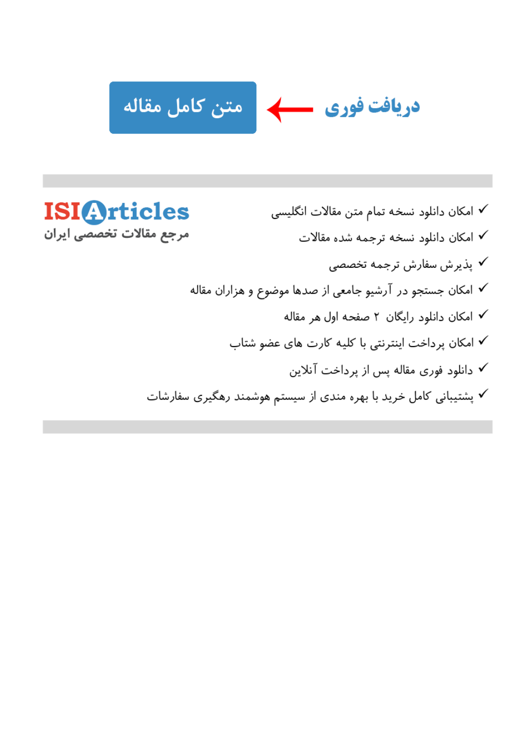دریافت فوری ← **متن کامل مقاله**

**ISIArticles**
مرجع مقالات تخصصی ایران

- ✓ امکان دانلود نسخه تمام متن مقالات انگلیسی
- ✓ امکان دانلود نسخه ترجمه شده مقالات
- ✓ پذیرش سفارش ترجمه تخصصی
- ✓ امکان جستجو در آرشیو جامعی از صدها موضوع و هزاران مقاله
- ✓ امکان دانلود رایگان ۲ صفحه اول هر مقاله
- ✓ امکان پرداخت اینترنتی با کلیه کارت های عضو شتاب
- ✓ دانلود فوری مقاله پس از پرداخت آنلاین
- ✓ پشتیبانی کامل خرید با بهره مندی از سیستم هوشمند رهگیری سفارشات